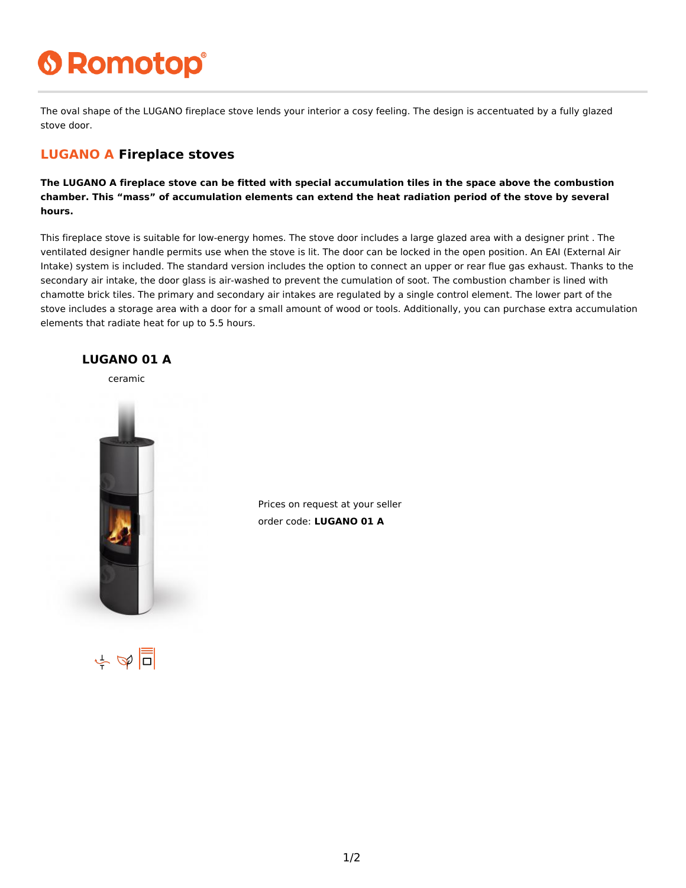# Romotop

The oval shape of the LUGANO fireplace stove lends your interior a cosy feeling. The design is accentuated by a fully glazed stove door.

## LUGANO A Fireplace stoves

**The LUGANO A fireplace stove can be fitted with special accumulation tiles in the space above the combustion chamber. This "mass" of accumulation elements can extend the heat radiation period of the stove by several hours.**

This fireplace stove is suitable for low-energy homes. The stove door includes a large glazed area with a designer print . The ventilated designer handle permits use when the stove is lit. The door can be locked in the open position. An EAI (External Air Intake) system is included. The standard version includes the option to connect an upper or rear flue gas exhaust. Thanks to the secondary air intake, the door glass is air-washed to prevent the cumulation of soot. The combustion chamber is lined with chamotte brick tiles. The primary and secondary air intakes are regulated by a single control element. The lower part of the stove includes a storage area with a door for a small amount of wood or tools. Additionally, you can purchase extra accumulation elements that radiate heat for up to 5.5 hours.

### LUGANO 01 A

ceramic

Prices on request at your seller

order code: **LUGANO 01 A**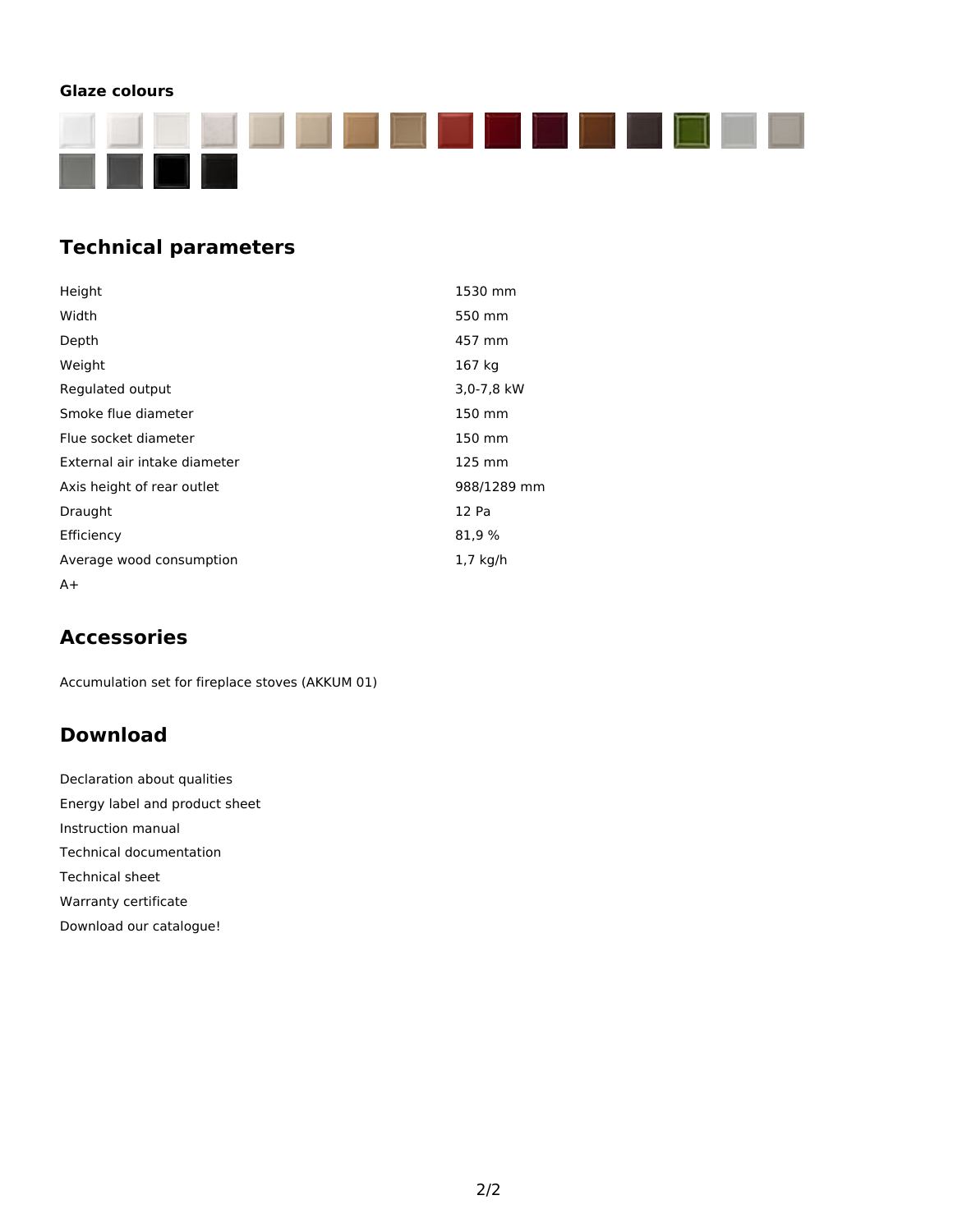**Glaze colours**

## Technical parameters

| | |
|---|---|
| Height | 1530 mm |
| Width | 550 mm |
| Depth | 457 mm |
| Weight | 167 kg |
| Regulated output | 3,0-7,8 kW |
| Smoke flue diameter | 150 mm |
| Flue socket diameter | 150 mm |
| External air intake diameter | 125 mm |
| Axis height of rear outlet | 988/1289 mm |
| Draught | 12 Pa |
| Efficiency | 81,9 % |
| Average wood consumption | 1,7 kg/h |
| A+ | |

## Accessories

Accumulation set for fireplace stoves (AKKUM 01)

## Download

Declaration about qualities
Energy label and product sheet
Instruction manual
Technical documentation
Technical sheet
Warranty certificate
Download our catalogue!